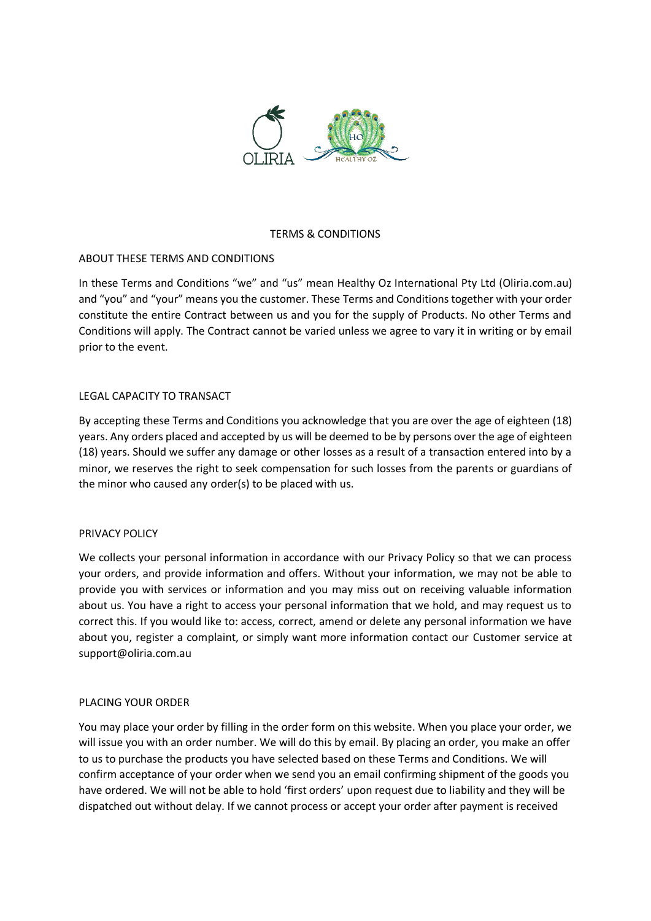# TERMS & CONDITIONS

## ABOUT THESE TERMS AND CONDITIONS

In these Terms and Conditions "we" and "us" mean Healthy Oz International Pty Ltd (Oliria.com.au) and "you" and "your" means you the customer. These Terms and Conditions together with your order constitute the entire Contract between us and you for the supply of Products. No other Terms and Conditions will apply. The Contract cannot be varied unless we agree to vary it in writing or by email prior to the event.

## LEGAL CAPACITY TO TRANSACT

By accepting these Terms and Conditions you acknowledge that you are over the age of eighteen (18) years. Any orders placed and accepted by us will be deemed to be by persons over the age of eighteen (18) years. Should we suffer any damage or other losses as a result of a transaction entered into by a minor, we reserves the right to seek compensation for such losses from the parents or guardians of the minor who caused any order(s) to be placed with us.

## PRIVACY POLICY

We collects your personal information in accordance with our Privacy Policy so that we can process your orders, and provide information and offers. Without your information, we may not be able to provide you with services or information and you may miss out on receiving valuable information about us. You have a right to access your personal information that we hold, and may request us to correct this. If you would like to: access, correct, amend or delete any personal information we have about you, register a complaint, or simply want more information contact our Customer service at support@oliria.com.au

## PLACING YOUR ORDER

You may place your order by filling in the order form on this website. When you place your order, we will issue you with an order number. We will do this by email. By placing an order, you make an offer to us to purchase the products you have selected based on these Terms and Conditions. We will confirm acceptance of your order when we send you an email confirming shipment of the goods you have ordered. We will not be able to hold 'first orders' upon request due to liability and they will be dispatched out without delay. If we cannot process or accept your order after payment is received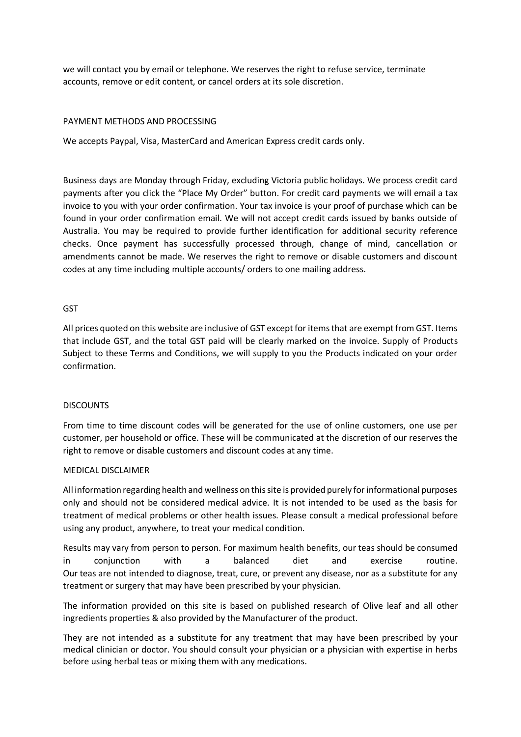we will contact you by email or telephone. We reserves the right to refuse service, terminate accounts, remove or edit content, or cancel orders at its sole discretion.

## PAYMENT METHODS AND PROCESSING

We accepts Paypal, Visa, MasterCard and American Express credit cards only.

Business days are Monday through Friday, excluding Victoria public holidays. We process credit card payments after you click the "Place My Order" button. For credit card payments we will email a tax invoice to you with your order confirmation. Your tax invoice is your proof of purchase which can be found in your order confirmation email. We will not accept credit cards issued by banks outside of Australia. You may be required to provide further identification for additional security reference checks. Once payment has successfully processed through, change of mind, cancellation or amendments cannot be made. We reserves the right to remove or disable customers and discount codes at any time including multiple accounts/ orders to one mailing address.

## GST

All prices quoted on this website are inclusive of GST except for items that are exempt from GST. Items that include GST, and the total GST paid will be clearly marked on the invoice. Supply of Products Subject to these Terms and Conditions, we will supply to you the Products indicated on your order confirmation.

## DISCOUNTS

From time to time discount codes will be generated for the use of online customers, one use per customer, per household or office. These will be communicated at the discretion of our reserves the right to remove or disable customers and discount codes at any time.

## MEDICAL DISCLAIMER

All information regarding health and wellness on this site is provided purely for informational purposes only and should not be considered medical advice. It is not intended to be used as the basis for treatment of medical problems or other health issues. Please consult a medical professional before using any product, anywhere, to treat your medical condition.

Results may vary from person to person. For maximum health benefits, our teas should be consumed in conjunction with a balanced diet and exercise routine.
Our teas are not intended to diagnose, treat, cure, or prevent any disease, nor as a substitute for any treatment or surgery that may have been prescribed by your physician.

The information provided on this site is based on published research of Olive leaf and all other ingredients properties & also provided by the Manufacturer of the product.

They are not intended as a substitute for any treatment that may have been prescribed by your medical clinician or doctor. You should consult your physician or a physician with expertise in herbs before using herbal teas or mixing them with any medications.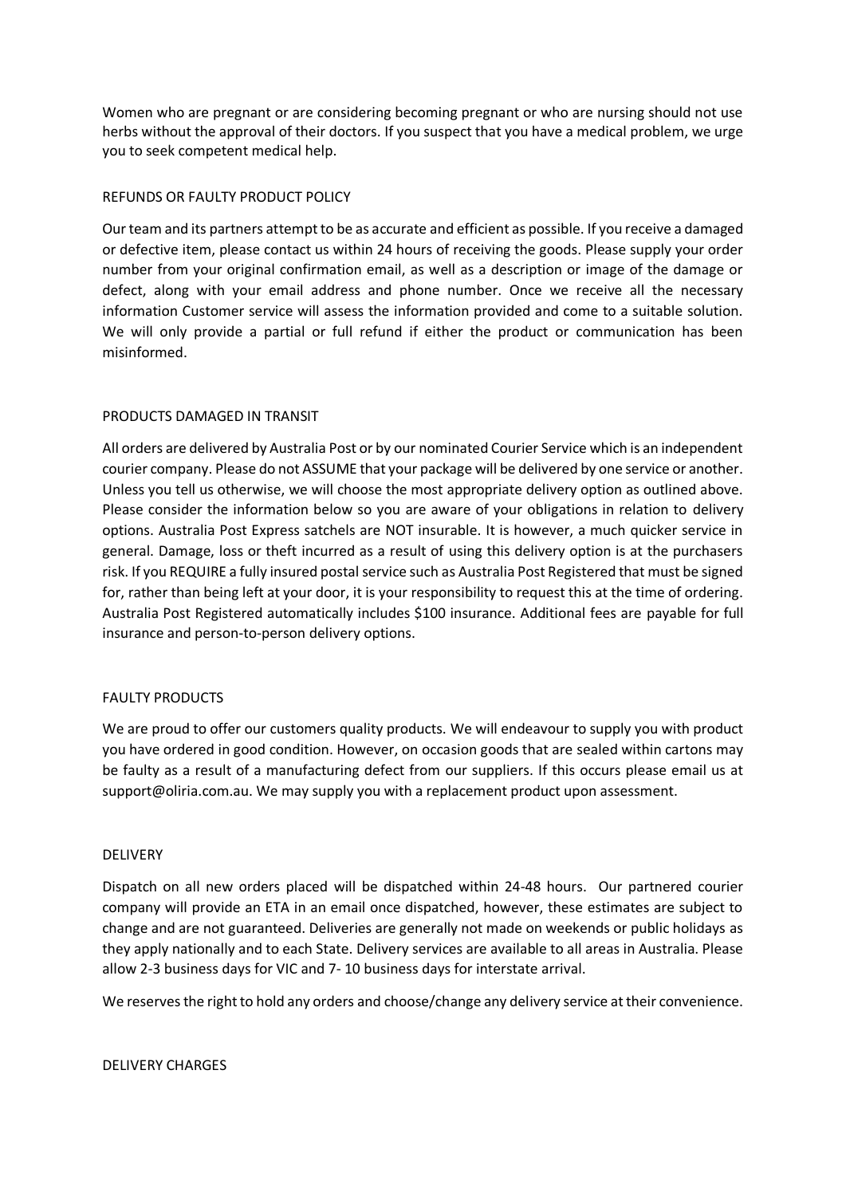Women who are pregnant or are considering becoming pregnant or who are nursing should not use herbs without the approval of their doctors. If you suspect that you have a medical problem, we urge you to seek competent medical help.

## REFUNDS OR FAULTY PRODUCT POLICY

Our team and its partners attempt to be as accurate and efficient as possible. If you receive a damaged or defective item, please contact us within 24 hours of receiving the goods. Please supply your order number from your original confirmation email, as well as a description or image of the damage or defect, along with your email address and phone number. Once we receive all the necessary information Customer service will assess the information provided and come to a suitable solution. We will only provide a partial or full refund if either the product or communication has been misinformed.

## PRODUCTS DAMAGED IN TRANSIT

All orders are delivered by Australia Post or by our nominated Courier Service which is an independent courier company. Please do not ASSUME that your package will be delivered by one service or another. Unless you tell us otherwise, we will choose the most appropriate delivery option as outlined above. Please consider the information below so you are aware of your obligations in relation to delivery options. Australia Post Express satchels are NOT insurable. It is however, a much quicker service in general. Damage, loss or theft incurred as a result of using this delivery option is at the purchasers risk. If you REQUIRE a fully insured postal service such as Australia Post Registered that must be signed for, rather than being left at your door, it is your responsibility to request this at the time of ordering. Australia Post Registered automatically includes $100 insurance. Additional fees are payable for full insurance and person-to-person delivery options.

## FAULTY PRODUCTS

We are proud to offer our customers quality products. We will endeavour to supply you with product you have ordered in good condition. However, on occasion goods that are sealed within cartons may be faulty as a result of a manufacturing defect from our suppliers. If this occurs please email us at support@oliria.com.au. We may supply you with a replacement product upon assessment.

## DELIVERY

Dispatch on all new orders placed will be dispatched within 24-48 hours. Our partnered courier company will provide an ETA in an email once dispatched, however, these estimates are subject to change and are not guaranteed. Deliveries are generally not made on weekends or public holidays as they apply nationally and to each State. Delivery services are available to all areas in Australia. Please allow 2-3 business days for VIC and 7- 10 business days for interstate arrival.

We reserves the right to hold any orders and choose/change any delivery service at their convenience.

## DELIVERY CHARGES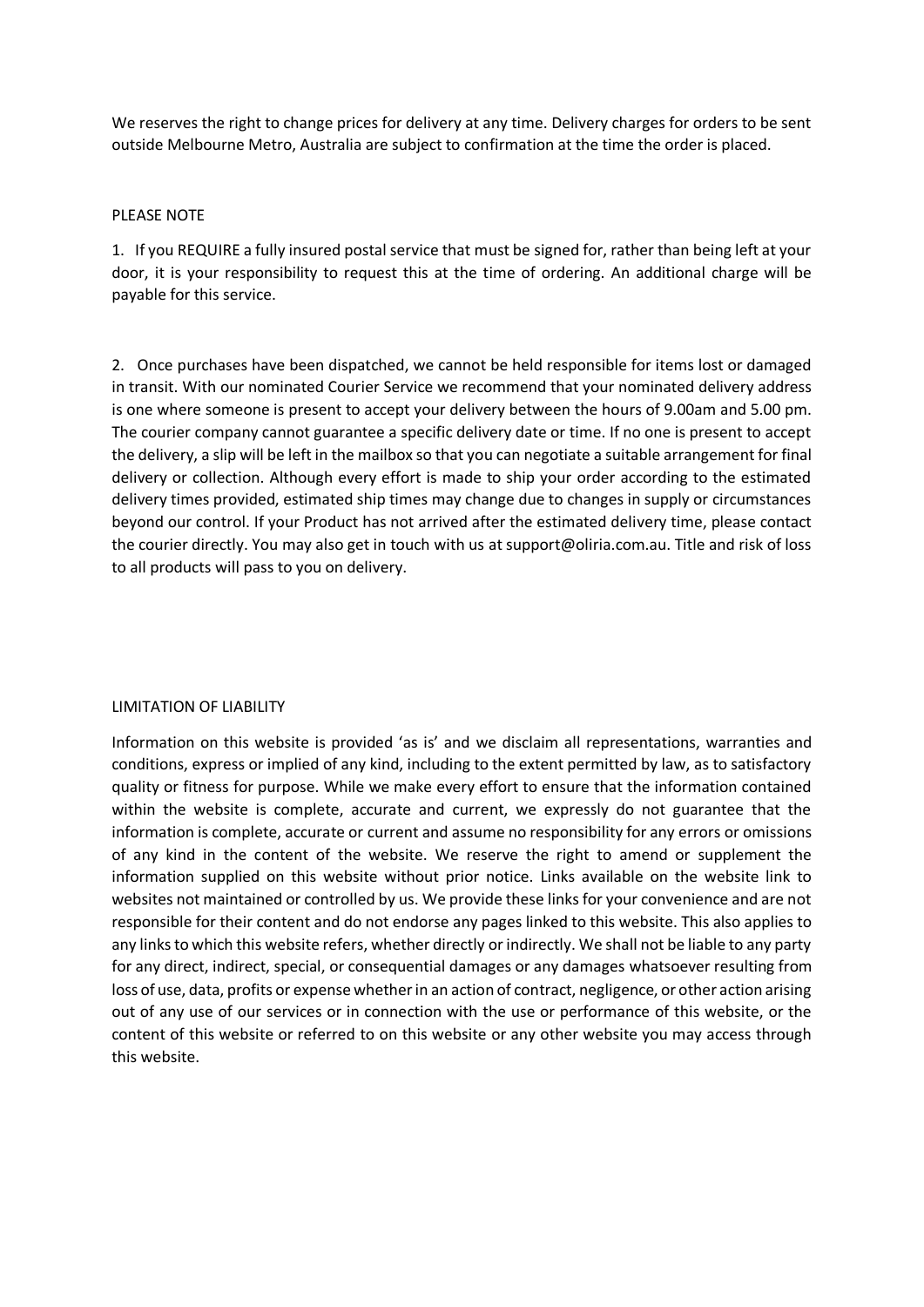We reserves the right to change prices for delivery at any time. Delivery charges for orders to be sent outside Melbourne Metro, Australia are subject to confirmation at the time the order is placed.

## PLEASE NOTE

1. If you REQUIRE a fully insured postal service that must be signed for, rather than being left at your door, it is your responsibility to request this at the time of ordering. An additional charge will be payable for this service.

2. Once purchases have been dispatched, we cannot be held responsible for items lost or damaged in transit. With our nominated Courier Service we recommend that your nominated delivery address is one where someone is present to accept your delivery between the hours of 9.00am and 5.00 pm. The courier company cannot guarantee a specific delivery date or time. If no one is present to accept the delivery, a slip will be left in the mailbox so that you can negotiate a suitable arrangement for final delivery or collection. Although every effort is made to ship your order according to the estimated delivery times provided, estimated ship times may change due to changes in supply or circumstances beyond our control. If your Product has not arrived after the estimated delivery time, please contact the courier directly. You may also get in touch with us at support@oliria.com.au. Title and risk of loss to all products will pass to you on delivery.

## LIMITATION OF LIABILITY

Information on this website is provided 'as is' and we disclaim all representations, warranties and conditions, express or implied of any kind, including to the extent permitted by law, as to satisfactory quality or fitness for purpose. While we make every effort to ensure that the information contained within the website is complete, accurate and current, we expressly do not guarantee that the information is complete, accurate or current and assume no responsibility for any errors or omissions of any kind in the content of the website. We reserve the right to amend or supplement the information supplied on this website without prior notice. Links available on the website link to websites not maintained or controlled by us. We provide these links for your convenience and are not responsible for their content and do not endorse any pages linked to this website. This also applies to any links to which this website refers, whether directly or indirectly. We shall not be liable to any party for any direct, indirect, special, or consequential damages or any damages whatsoever resulting from loss of use, data, profits or expense whether in an action of contract, negligence, or other action arising out of any use of our services or in connection with the use or performance of this website, or the content of this website or referred to on this website or any other website you may access through this website.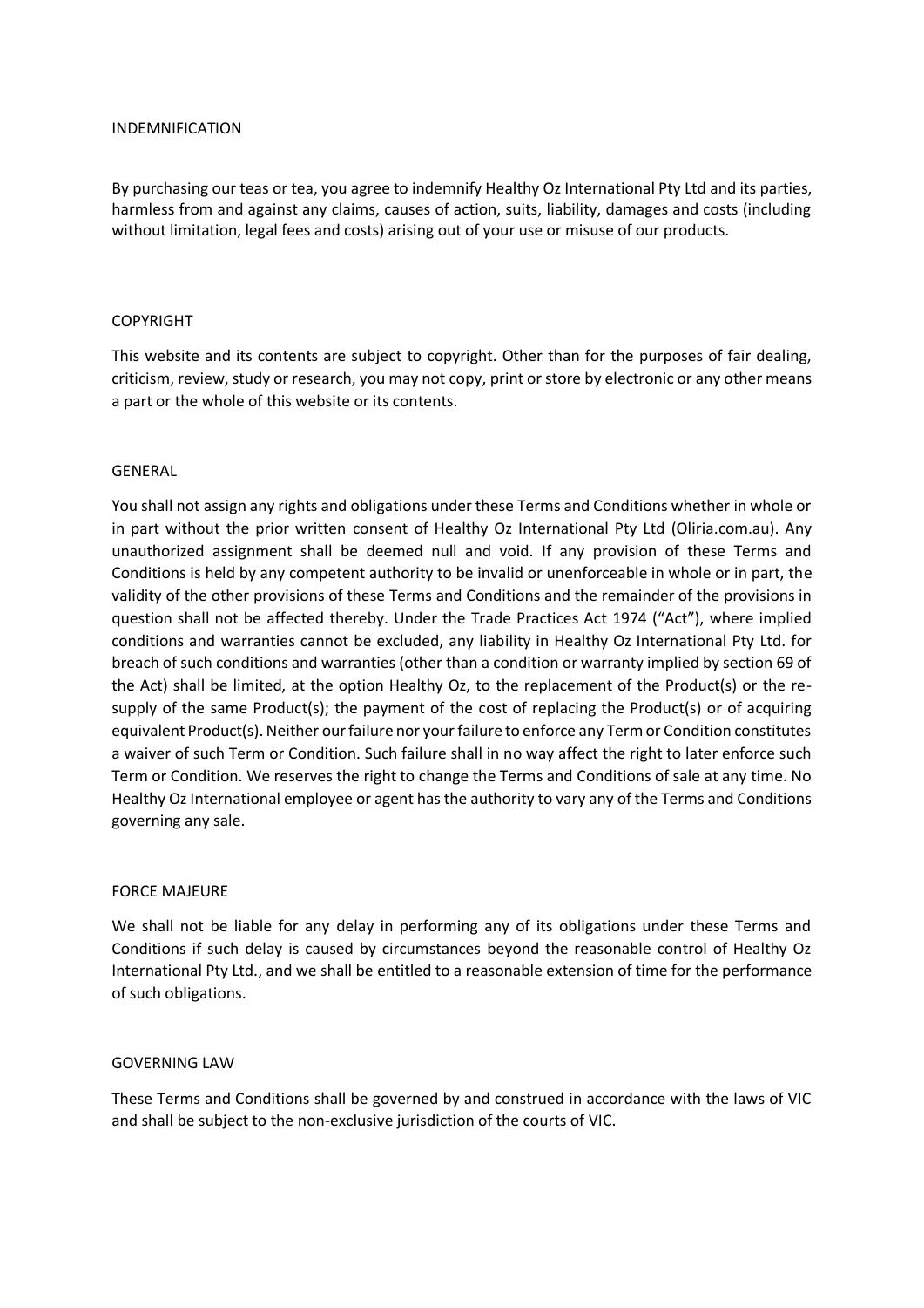## INDEMNIFICATION

By purchasing our teas or tea, you agree to indemnify Healthy Oz International Pty Ltd and its parties, harmless from and against any claims, causes of action, suits, liability, damages and costs (including without limitation, legal fees and costs) arising out of your use or misuse of our products.

## COPYRIGHT

This website and its contents are subject to copyright. Other than for the purposes of fair dealing, criticism, review, study or research, you may not copy, print or store by electronic or any other means a part or the whole of this website or its contents.

## GENERAL

You shall not assign any rights and obligations under these Terms and Conditions whether in whole or in part without the prior written consent of Healthy Oz International Pty Ltd (Oliria.com.au). Any unauthorized assignment shall be deemed null and void. If any provision of these Terms and Conditions is held by any competent authority to be invalid or unenforceable in whole or in part, the validity of the other provisions of these Terms and Conditions and the remainder of the provisions in question shall not be affected thereby. Under the Trade Practices Act 1974 ("Act"), where implied conditions and warranties cannot be excluded, any liability in Healthy Oz International Pty Ltd. for breach of such conditions and warranties (other than a condition or warranty implied by section 69 of the Act) shall be limited, at the option Healthy Oz, to the replacement of the Product(s) or the re-supply of the same Product(s); the payment of the cost of replacing the Product(s) or of acquiring equivalent Product(s). Neither our failure nor your failure to enforce any Term or Condition constitutes a waiver of such Term or Condition. Such failure shall in no way affect the right to later enforce such Term or Condition. We reserves the right to change the Terms and Conditions of sale at any time. No Healthy Oz International employee or agent has the authority to vary any of the Terms and Conditions governing any sale.

## FORCE MAJEURE

We shall not be liable for any delay in performing any of its obligations under these Terms and Conditions if such delay is caused by circumstances beyond the reasonable control of Healthy Oz International Pty Ltd., and we shall be entitled to a reasonable extension of time for the performance of such obligations.

## GOVERNING LAW

These Terms and Conditions shall be governed by and construed in accordance with the laws of VIC and shall be subject to the non-exclusive jurisdiction of the courts of VIC.